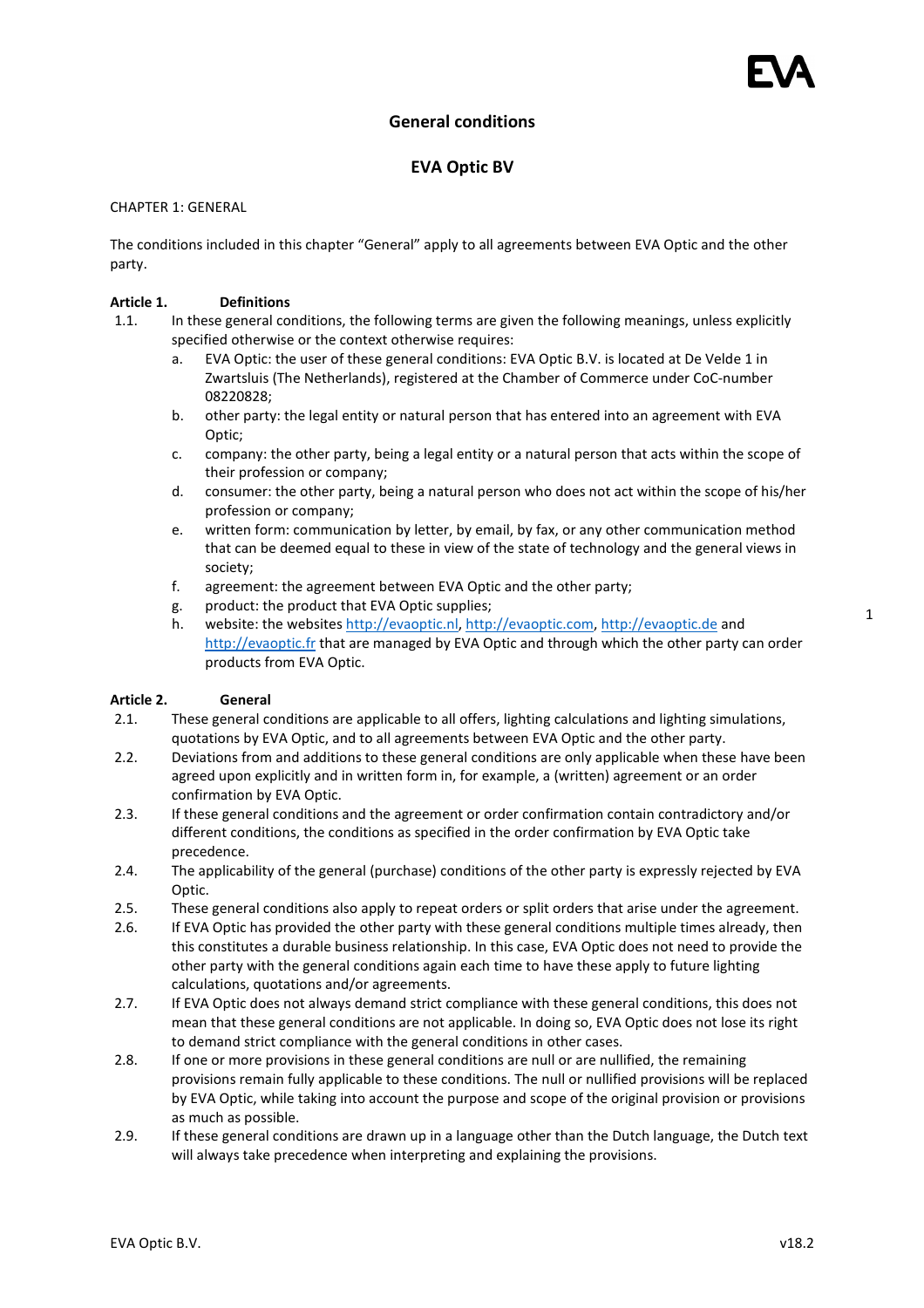# General conditions

## EVA Optic BV

CHAPTER 1: GENERAL

The conditions included in this chapter "General" apply to all agreements between EVA Optic and the other party.

### Article 1. Definitions

1.1. In these general conditions, the following terms are given the following meanings, unless explicitly specified otherwise or the context otherwise requires:

a. EVA Optic: the user of these general conditions: EVA Optic B.V. is located at De Velde 1 in Zwartsluis (The Netherlands), registered at the Chamber of Commerce under CoC-number 08220828;

b. other party: the legal entity or natural person that has entered into an agreement with EVA Optic;

c. company: the other party, being a legal entity or a natural person that acts within the scope of their profession or company;

d. consumer: the other party, being a natural person who does not act within the scope of his/her profession or company;

e. written form: communication by letter, by email, by fax, or any other communication method that can be deemed equal to these in view of the state of technology and the general views in society;

f. agreement: the agreement between EVA Optic and the other party;

g. product: the product that EVA Optic supplies;

h. website: the websites http://evaoptic.nl, http://evaoptic.com, http://evaoptic.de and http://evaoptic.fr that are managed by EVA Optic and through which the other party can order products from EVA Optic.

### Article 2. General

2.1. These general conditions are applicable to all offers, lighting calculations and lighting simulations, quotations by EVA Optic, and to all agreements between EVA Optic and the other party.

2.2. Deviations from and additions to these general conditions are only applicable when these have been agreed upon explicitly and in written form in, for example, a (written) agreement or an order confirmation by EVA Optic.

2.3. If these general conditions and the agreement or order confirmation contain contradictory and/or different conditions, the conditions as specified in the order confirmation by EVA Optic take precedence.

2.4. The applicability of the general (purchase) conditions of the other party is expressly rejected by EVA Optic.

2.5. These general conditions also apply to repeat orders or split orders that arise under the agreement.

2.6. If EVA Optic has provided the other party with these general conditions multiple times already, then this constitutes a durable business relationship. In this case, EVA Optic does not need to provide the other party with the general conditions again each time to have these apply to future lighting calculations, quotations and/or agreements.

2.7. If EVA Optic does not always demand strict compliance with these general conditions, this does not mean that these general conditions are not applicable. In doing so, EVA Optic does not lose its right to demand strict compliance with the general conditions in other cases.

2.8. If one or more provisions in these general conditions are null or are nullified, the remaining provisions remain fully applicable to these conditions. The null or nullified provisions will be replaced by EVA Optic, while taking into account the purpose and scope of the original provision or provisions as much as possible.

2.9. If these general conditions are drawn up in a language other than the Dutch language, the Dutch text will always take precedence when interpreting and explaining the provisions.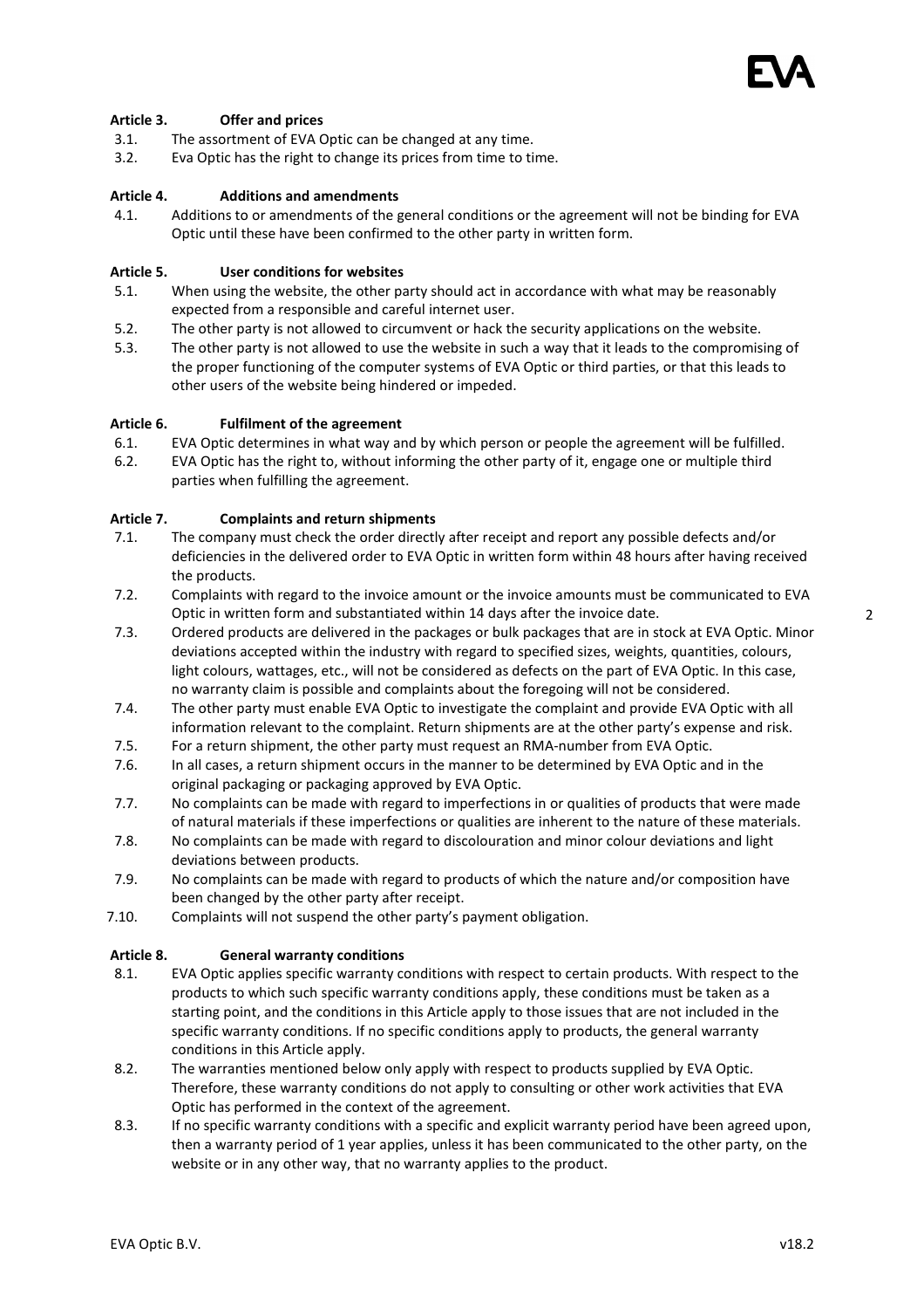### Article 3. Offer and prices

3.1. The assortment of EVA Optic can be changed at any time.

3.2. Eva Optic has the right to change its prices from time to time.

### Article 4. Additions and amendments

4.1. Additions to or amendments of the general conditions or the agreement will not be binding for EVA Optic until these have been confirmed to the other party in written form.

### Article 5. User conditions for websites

5.1. When using the website, the other party should act in accordance with what may be reasonably expected from a responsible and careful internet user.

5.2. The other party is not allowed to circumvent or hack the security applications on the website.

5.3. The other party is not allowed to use the website in such a way that it leads to the compromising of the proper functioning of the computer systems of EVA Optic or third parties, or that this leads to other users of the website being hindered or impeded.

### Article 6. Fulfilment of the agreement

6.1. EVA Optic determines in what way and by which person or people the agreement will be fulfilled.

6.2. EVA Optic has the right to, without informing the other party of it, engage one or multiple third parties when fulfilling the agreement.

### Article 7. Complaints and return shipments

7.1. The company must check the order directly after receipt and report any possible defects and/or deficiencies in the delivered order to EVA Optic in written form within 48 hours after having received the products.

7.2. Complaints with regard to the invoice amount or the invoice amounts must be communicated to EVA Optic in written form and substantiated within 14 days after the invoice date.

7.3. Ordered products are delivered in the packages or bulk packages that are in stock at EVA Optic. Minor deviations accepted within the industry with regard to specified sizes, weights, quantities, colours, light colours, wattages, etc., will not be considered as defects on the part of EVA Optic. In this case, no warranty claim is possible and complaints about the foregoing will not be considered.

7.4. The other party must enable EVA Optic to investigate the complaint and provide EVA Optic with all information relevant to the complaint. Return shipments are at the other party's expense and risk.

7.5. For a return shipment, the other party must request an RMA-number from EVA Optic.

7.6. In all cases, a return shipment occurs in the manner to be determined by EVA Optic and in the original packaging or packaging approved by EVA Optic.

7.7. No complaints can be made with regard to imperfections in or qualities of products that were made of natural materials if these imperfections or qualities are inherent to the nature of these materials.

7.8. No complaints can be made with regard to discolouration and minor colour deviations and light deviations between products.

7.9. No complaints can be made with regard to products of which the nature and/or composition have been changed by the other party after receipt.

7.10. Complaints will not suspend the other party's payment obligation.

### Article 8. General warranty conditions

8.1. EVA Optic applies specific warranty conditions with respect to certain products. With respect to the products to which such specific warranty conditions apply, these conditions must be taken as a starting point, and the conditions in this Article apply to those issues that are not included in the specific warranty conditions. If no specific conditions apply to products, the general warranty conditions in this Article apply.

8.2. The warranties mentioned below only apply with respect to products supplied by EVA Optic. Therefore, these warranty conditions do not apply to consulting or other work activities that EVA Optic has performed in the context of the agreement.

8.3. If no specific warranty conditions with a specific and explicit warranty period have been agreed upon, then a warranty period of 1 year applies, unless it has been communicated to the other party, on the website or in any other way, that no warranty applies to the product.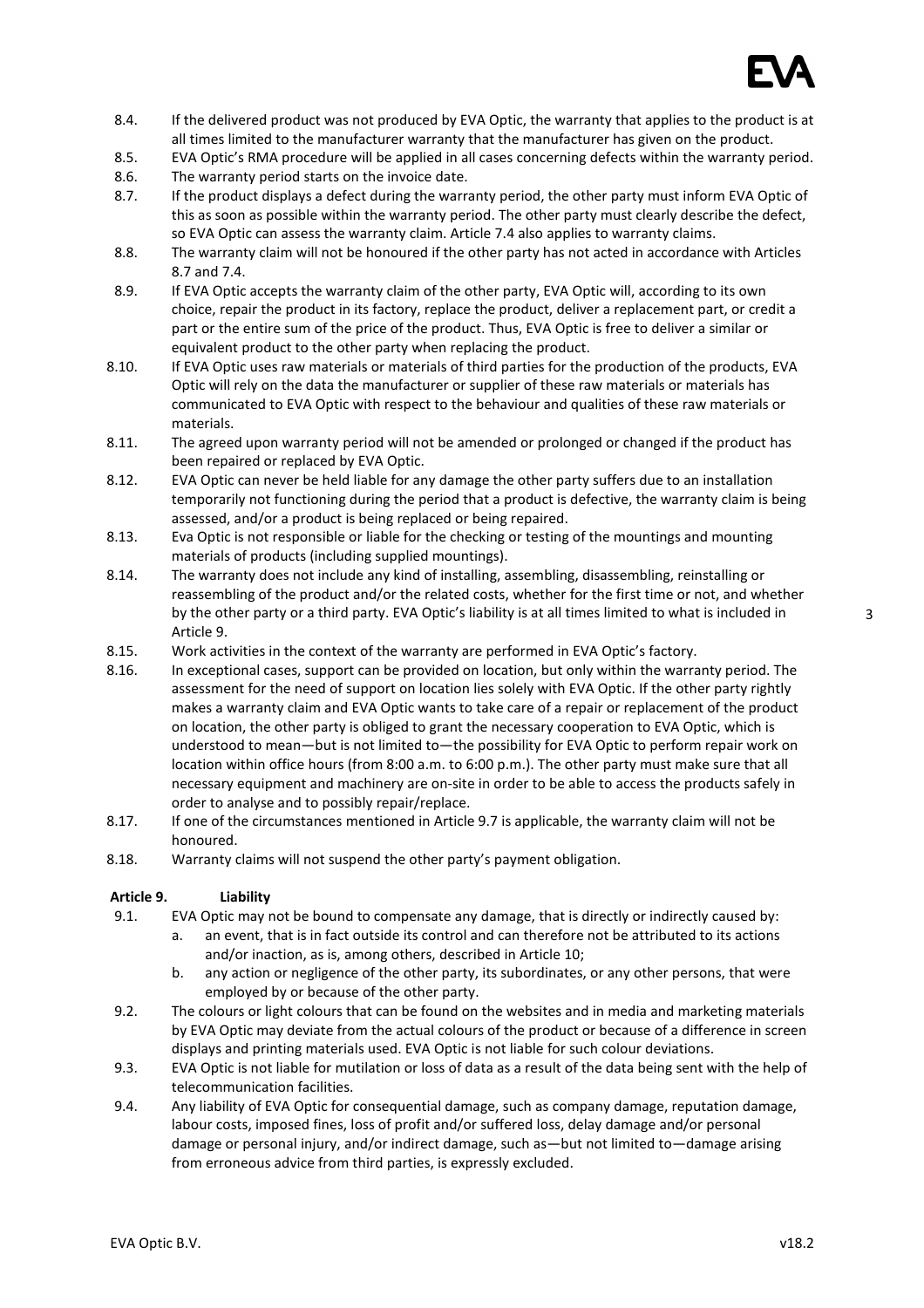8.4. If the delivered product was not produced by EVA Optic, the warranty that applies to the product is at all times limited to the manufacturer warranty that the manufacturer has given on the product.

8.5. EVA Optic's RMA procedure will be applied in all cases concerning defects within the warranty period.

8.6. The warranty period starts on the invoice date.

8.7. If the product displays a defect during the warranty period, the other party must inform EVA Optic of this as soon as possible within the warranty period. The other party must clearly describe the defect, so EVA Optic can assess the warranty claim. Article 7.4 also applies to warranty claims.

8.8. The warranty claim will not be honoured if the other party has not acted in accordance with Articles 8.7 and 7.4.

8.9. If EVA Optic accepts the warranty claim of the other party, EVA Optic will, according to its own choice, repair the product in its factory, replace the product, deliver a replacement part, or credit a part or the entire sum of the price of the product. Thus, EVA Optic is free to deliver a similar or equivalent product to the other party when replacing the product.

8.10. If EVA Optic uses raw materials or materials of third parties for the production of the products, EVA Optic will rely on the data the manufacturer or supplier of these raw materials or materials has communicated to EVA Optic with respect to the behaviour and qualities of these raw materials or materials.

8.11. The agreed upon warranty period will not be amended or prolonged or changed if the product has been repaired or replaced by EVA Optic.

8.12. EVA Optic can never be held liable for any damage the other party suffers due to an installation temporarily not functioning during the period that a product is defective, the warranty claim is being assessed, and/or a product is being replaced or being repaired.

8.13. Eva Optic is not responsible or liable for the checking or testing of the mountings and mounting materials of products (including supplied mountings).

8.14. The warranty does not include any kind of installing, assembling, disassembling, reinstalling or reassembling of the product and/or the related costs, whether for the first time or not, and whether by the other party or a third party. EVA Optic's liability is at all times limited to what is included in Article 9.

8.15. Work activities in the context of the warranty are performed in EVA Optic's factory.

8.16. In exceptional cases, support can be provided on location, but only within the warranty period. The assessment for the need of support on location lies solely with EVA Optic. If the other party rightly makes a warranty claim and EVA Optic wants to take care of a repair or replacement of the product on location, the other party is obliged to grant the necessary cooperation to EVA Optic, which is understood to mean—but is not limited to—the possibility for EVA Optic to perform repair work on location within office hours (from 8:00 a.m. to 6:00 p.m.). The other party must make sure that all necessary equipment and machinery are on-site in order to be able to access the products safely in order to analyse and to possibly repair/replace.

8.17. If one of the circumstances mentioned in Article 9.7 is applicable, the warranty claim will not be honoured.

8.18. Warranty claims will not suspend the other party's payment obligation.

## Article 9. Liability

9.1. EVA Optic may not be bound to compensate any damage, that is directly or indirectly caused by:

a. an event, that is in fact outside its control and can therefore not be attributed to its actions and/or inaction, as is, among others, described in Article 10;

b. any action or negligence of the other party, its subordinates, or any other persons, that were employed by or because of the other party.

9.2. The colours or light colours that can be found on the websites and in media and marketing materials by EVA Optic may deviate from the actual colours of the product or because of a difference in screen displays and printing materials used. EVA Optic is not liable for such colour deviations.

9.3. EVA Optic is not liable for mutilation or loss of data as a result of the data being sent with the help of telecommunication facilities.

9.4. Any liability of EVA Optic for consequential damage, such as company damage, reputation damage, labour costs, imposed fines, loss of profit and/or suffered loss, delay damage and/or personal damage or personal injury, and/or indirect damage, such as—but not limited to—damage arising from erroneous advice from third parties, is expressly excluded.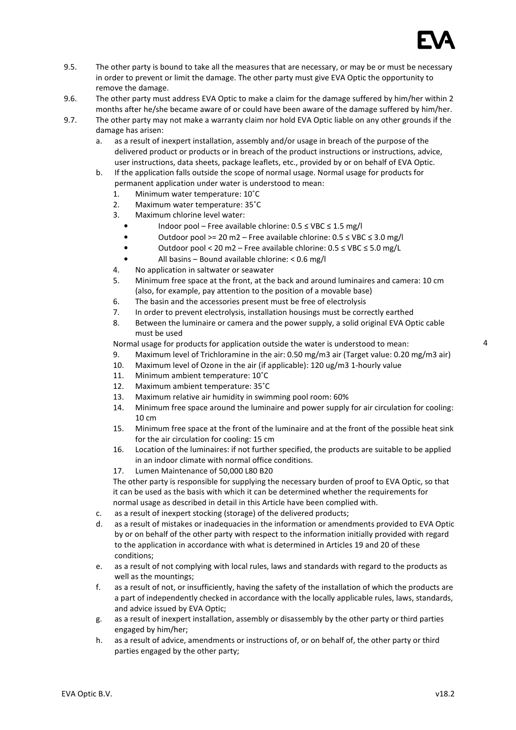9.5. The other party is bound to take all the measures that are necessary, or may be or must be necessary in order to prevent or limit the damage. The other party must give EVA Optic the opportunity to remove the damage.

9.6. The other party must address EVA Optic to make a claim for the damage suffered by him/her within 2 months after he/she became aware of or could have been aware of the damage suffered by him/her.

9.7. The other party may not make a warranty claim nor hold EVA Optic liable on any other grounds if the damage has arisen:

a. as a result of inexpert installation, assembly and/or usage in breach of the purpose of the delivered product or products or in breach of the product instructions or instructions, advice, user instructions, data sheets, package leaflets, etc., provided by or on behalf of EVA Optic.

b. If the application falls outside the scope of normal usage. Normal usage for products for permanent application under water is understood to mean:

1. Minimum water temperature: 10˚C
2. Maximum water temperature: 35˚C
3. Maximum chlorine level water:
   - Indoor pool – Free available chlorine: 0.5 ≤ VBC ≤ 1.5 mg/l
   - Outdoor pool >= 20 m2 – Free available chlorine: 0.5 ≤ VBC ≤ 3.0 mg/l
   - Outdoor pool < 20 m2 – Free available chlorine: 0.5 ≤ VBC ≤ 5.0 mg/L
   - All basins – Bound available chlorine: < 0.6 mg/l
4. No application in saltwater or seawater
5. Minimum free space at the front, at the back and around luminaires and camera: 10 cm (also, for example, pay attention to the position of a movable base)
6. The basin and the accessories present must be free of electrolysis
7. In order to prevent electrolysis, installation housings must be correctly earthed
8. Between the luminaire or camera and the power supply, a solid original EVA Optic cable must be used

Normal usage for products for application outside the water is understood to mean:

9. Maximum level of Trichloramine in the air: 0.50 mg/m3 air (Target value: 0.20 mg/m3 air)
10. Maximum level of Ozone in the air (if applicable): 120 ug/m3 1-hourly value
11. Minimum ambient temperature: 10˚C
12. Maximum ambient temperature: 35˚C
13. Maximum relative air humidity in swimming pool room: 60%
14. Minimum free space around the luminaire and power supply for air circulation for cooling: 10 cm
15. Minimum free space at the front of the luminaire and at the front of the possible heat sink for the air circulation for cooling: 15 cm
16. Location of the luminaires: if not further specified, the products are suitable to be applied in an indoor climate with normal office conditions.
17. Lumen Maintenance of 50,000 L80 B20

The other party is responsible for supplying the necessary burden of proof to EVA Optic, so that it can be used as the basis with which it can be determined whether the requirements for normal usage as described in detail in this Article have been complied with.

c. as a result of inexpert stocking (storage) of the delivered products;

d. as a result of mistakes or inadequacies in the information or amendments provided to EVA Optic by or on behalf of the other party with respect to the information initially provided with regard to the application in accordance with what is determined in Articles 19 and 20 of these conditions;

e. as a result of not complying with local rules, laws and standards with regard to the products as well as the mountings;

f. as a result of not, or insufficiently, having the safety of the installation of which the products are a part of independently checked in accordance with the locally applicable rules, laws, standards, and advice issued by EVA Optic;

g. as a result of inexpert installation, assembly or disassembly by the other party or third parties engaged by him/her;

h. as a result of advice, amendments or instructions of, or on behalf of, the other party or third parties engaged by the other party;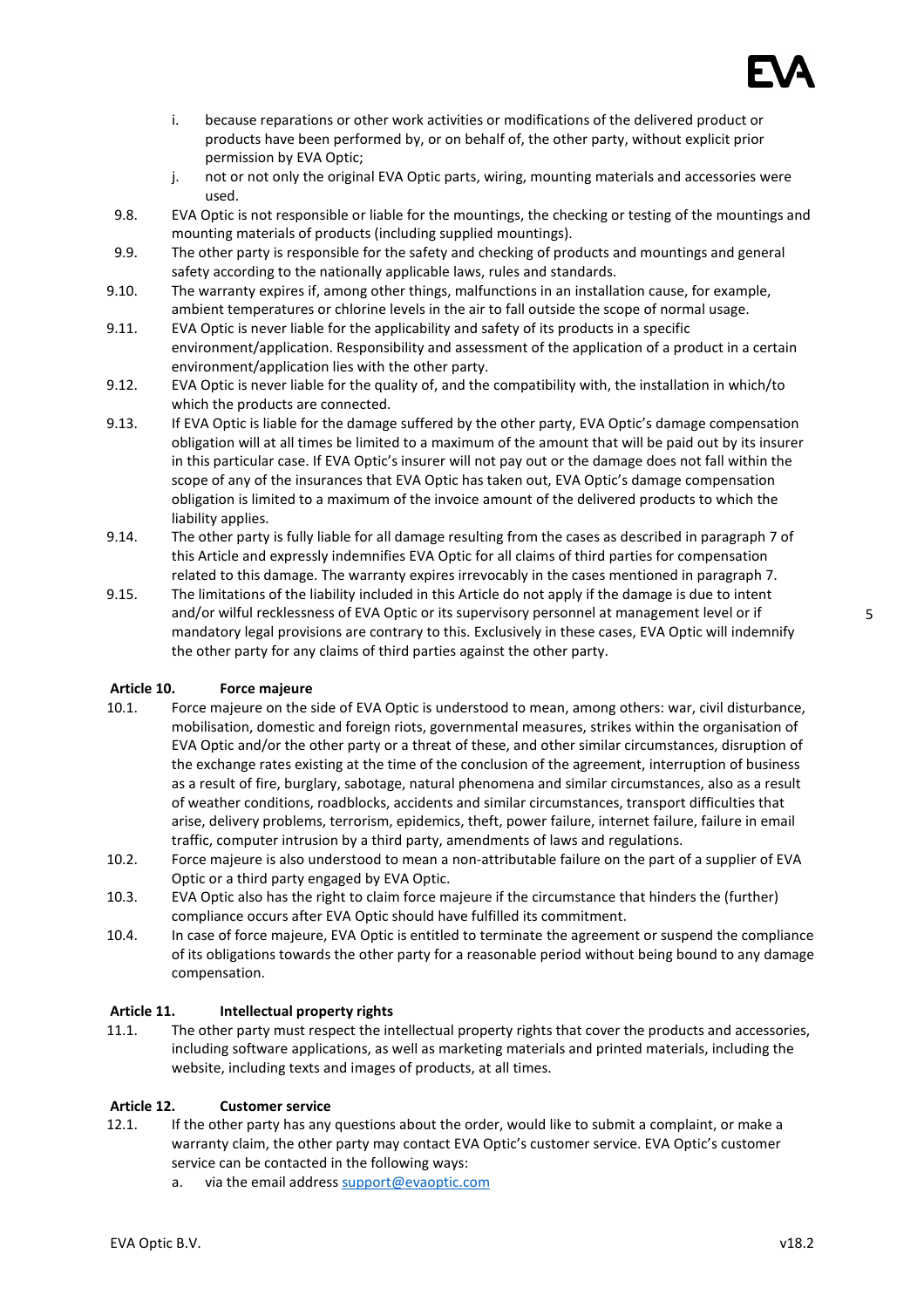i. because reparations or other work activities or modifications of the delivered product or products have been performed by, or on behalf of, the other party, without explicit prior permission by EVA Optic;

j. not or not only the original EVA Optic parts, wiring, mounting materials and accessories were used.

9.8. EVA Optic is not responsible or liable for the mountings, the checking or testing of the mountings and mounting materials of products (including supplied mountings).

9.9. The other party is responsible for the safety and checking of products and mountings and general safety according to the nationally applicable laws, rules and standards.

9.10. The warranty expires if, among other things, malfunctions in an installation cause, for example, ambient temperatures or chlorine levels in the air to fall outside the scope of normal usage.

9.11. EVA Optic is never liable for the applicability and safety of its products in a specific environment/application. Responsibility and assessment of the application of a product in a certain environment/application lies with the other party.

9.12. EVA Optic is never liable for the quality of, and the compatibility with, the installation in which/to which the products are connected.

9.13. If EVA Optic is liable for the damage suffered by the other party, EVA Optic's damage compensation obligation will at all times be limited to a maximum of the amount that will be paid out by its insurer in this particular case. If EVA Optic's insurer will not pay out or the damage does not fall within the scope of any of the insurances that EVA Optic has taken out, EVA Optic's damage compensation obligation is limited to a maximum of the invoice amount of the delivered products to which the liability applies.

9.14. The other party is fully liable for all damage resulting from the cases as described in paragraph 7 of this Article and expressly indemnifies EVA Optic for all claims of third parties for compensation related to this damage. The warranty expires irrevocably in the cases mentioned in paragraph 7.

9.15. The limitations of the liability included in this Article do not apply if the damage is due to intent and/or wilful recklessness of EVA Optic or its supervisory personnel at management level or if mandatory legal provisions are contrary to this. Exclusively in these cases, EVA Optic will indemnify the other party for any claims of third parties against the other party.

**Article 10. Force majeure**

10.1. Force majeure on the side of EVA Optic is understood to mean, among others: war, civil disturbance, mobilisation, domestic and foreign riots, governmental measures, strikes within the organisation of EVA Optic and/or the other party or a threat of these, and other similar circumstances, disruption of the exchange rates existing at the time of the conclusion of the agreement, interruption of business as a result of fire, burglary, sabotage, natural phenomena and similar circumstances, also as a result of weather conditions, roadblocks, accidents and similar circumstances, transport difficulties that arise, delivery problems, terrorism, epidemics, theft, power failure, internet failure, failure in email traffic, computer intrusion by a third party, amendments of laws and regulations.

10.2. Force majeure is also understood to mean a non-attributable failure on the part of a supplier of EVA Optic or a third party engaged by EVA Optic.

10.3. EVA Optic also has the right to claim force majeure if the circumstance that hinders the (further) compliance occurs after EVA Optic should have fulfilled its commitment.

10.4. In case of force majeure, EVA Optic is entitled to terminate the agreement or suspend the compliance of its obligations towards the other party for a reasonable period without being bound to any damage compensation.

**Article 11. Intellectual property rights**

11.1. The other party must respect the intellectual property rights that cover the products and accessories, including software applications, as well as marketing materials and printed materials, including the website, including texts and images of products, at all times.

**Article 12. Customer service**

12.1. If the other party has any questions about the order, would like to submit a complaint, or make a warranty claim, the other party may contact EVA Optic's customer service. EVA Optic's customer service can be contacted in the following ways:

a. via the email address support@evaoptic.com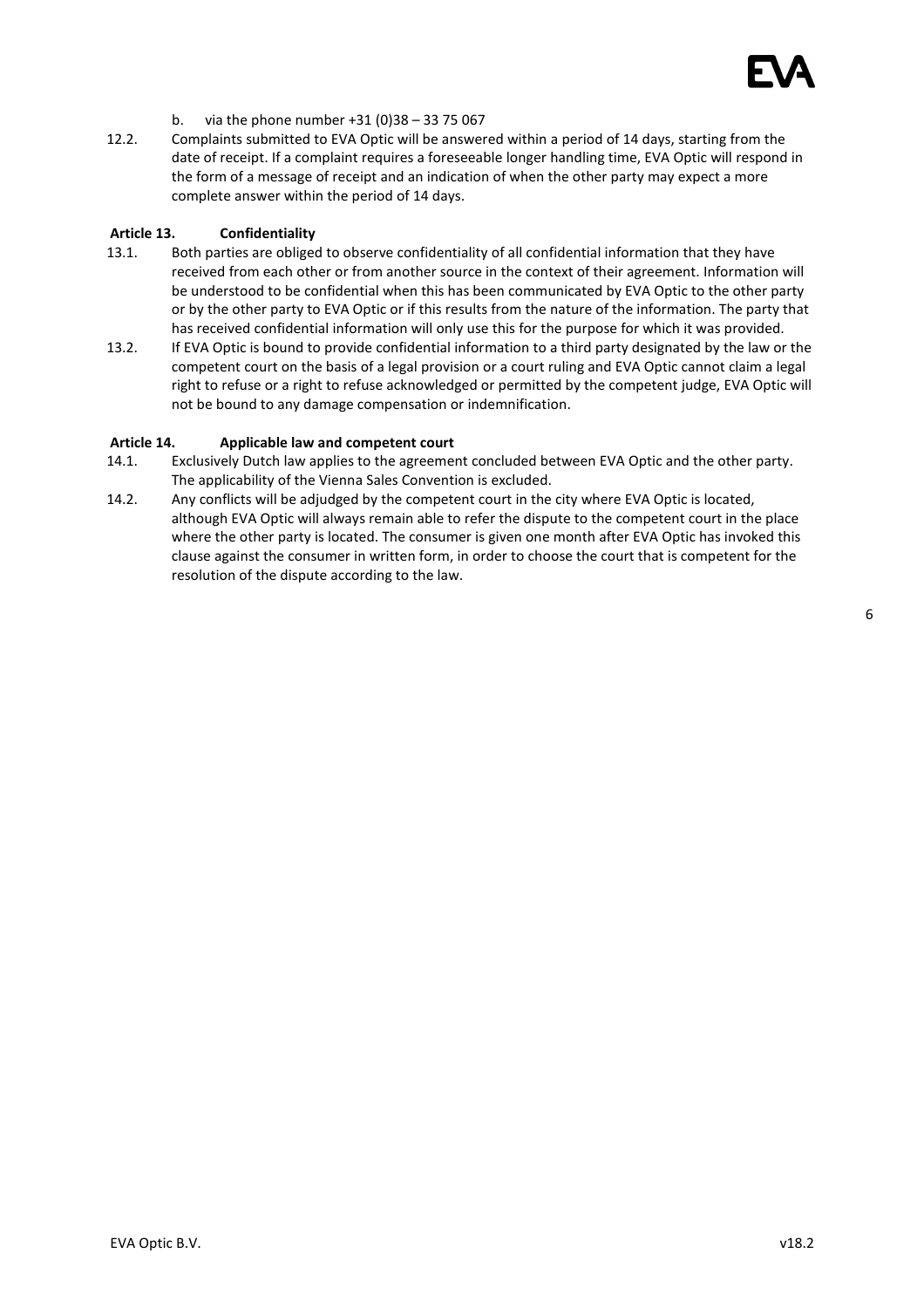b. via the phone number +31 (0)38 – 33 75 067

12.2. Complaints submitted to EVA Optic will be answered within a period of 14 days, starting from the date of receipt. If a complaint requires a foreseeable longer handling time, EVA Optic will respond in the form of a message of receipt and an indication of when the other party may expect a more complete answer within the period of 14 days.

## Article 13. Confidentiality

13.1. Both parties are obliged to observe confidentiality of all confidential information that they have received from each other or from another source in the context of their agreement. Information will be understood to be confidential when this has been communicated by EVA Optic to the other party or by the other party to EVA Optic or if this results from the nature of the information. The party that has received confidential information will only use this for the purpose for which it was provided.

13.2. If EVA Optic is bound to provide confidential information to a third party designated by the law or the competent court on the basis of a legal provision or a court ruling and EVA Optic cannot claim a legal right to refuse or a right to refuse acknowledged or permitted by the competent judge, EVA Optic will not be bound to any damage compensation or indemnification.

## Article 14. Applicable law and competent court

14.1. Exclusively Dutch law applies to the agreement concluded between EVA Optic and the other party. The applicability of the Vienna Sales Convention is excluded.

14.2. Any conflicts will be adjudged by the competent court in the city where EVA Optic is located, although EVA Optic will always remain able to refer the dispute to the competent court in the place where the other party is located. The consumer is given one month after EVA Optic has invoked this clause against the consumer in written form, in order to choose the court that is competent for the resolution of the dispute according to the law.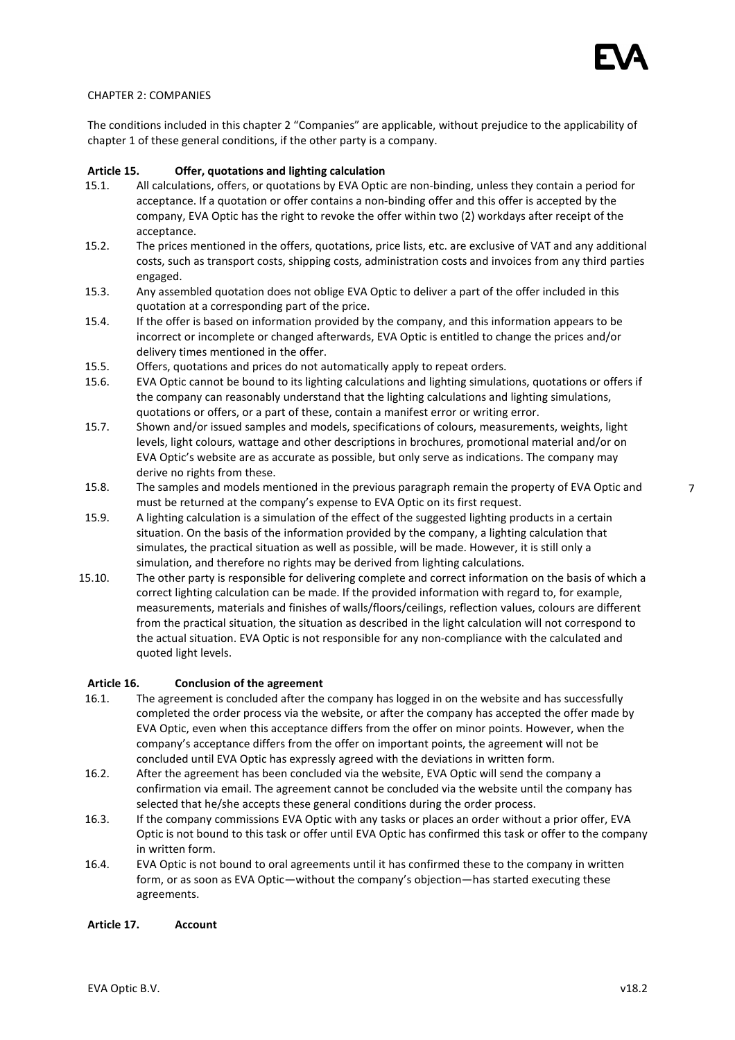CHAPTER 2: COMPANIES

The conditions included in this chapter 2 “Companies” are applicable, without prejudice to the applicability of chapter 1 of these general conditions, if the other party is a company.

**Article 15. Offer, quotations and lighting calculation**

15.1. All calculations, offers, or quotations by EVA Optic are non-binding, unless they contain a period for acceptance. If a quotation or offer contains a non-binding offer and this offer is accepted by the company, EVA Optic has the right to revoke the offer within two (2) workdays after receipt of the acceptance.

15.2. The prices mentioned in the offers, quotations, price lists, etc. are exclusive of VAT and any additional costs, such as transport costs, shipping costs, administration costs and invoices from any third parties engaged.

15.3. Any assembled quotation does not oblige EVA Optic to deliver a part of the offer included in this quotation at a corresponding part of the price.

15.4. If the offer is based on information provided by the company, and this information appears to be incorrect or incomplete or changed afterwards, EVA Optic is entitled to change the prices and/or delivery times mentioned in the offer.

15.5. Offers, quotations and prices do not automatically apply to repeat orders.

15.6. EVA Optic cannot be bound to its lighting calculations and lighting simulations, quotations or offers if the company can reasonably understand that the lighting calculations and lighting simulations, quotations or offers, or a part of these, contain a manifest error or writing error.

15.7. Shown and/or issued samples and models, specifications of colours, measurements, weights, light levels, light colours, wattage and other descriptions in brochures, promotional material and/or on EVA Optic’s website are as accurate as possible, but only serve as indications. The company may derive no rights from these.

15.8. The samples and models mentioned in the previous paragraph remain the property of EVA Optic and must be returned at the company’s expense to EVA Optic on its first request.

15.9. A lighting calculation is a simulation of the effect of the suggested lighting products in a certain situation. On the basis of the information provided by the company, a lighting calculation that simulates, the practical situation as well as possible, will be made. However, it is still only a simulation, and therefore no rights may be derived from lighting calculations.

15.10. The other party is responsible for delivering complete and correct information on the basis of which a correct lighting calculation can be made. If the provided information with regard to, for example, measurements, materials and finishes of walls/floors/ceilings, reflection values, colours are different from the practical situation, the situation as described in the light calculation will not correspond to the actual situation. EVA Optic is not responsible for any non-compliance with the calculated and quoted light levels.

**Article 16. Conclusion of the agreement**

16.1. The agreement is concluded after the company has logged in on the website and has successfully completed the order process via the website, or after the company has accepted the offer made by EVA Optic, even when this acceptance differs from the offer on minor points. However, when the company’s acceptance differs from the offer on important points, the agreement will not be concluded until EVA Optic has expressly agreed with the deviations in written form.

16.2. After the agreement has been concluded via the website, EVA Optic will send the company a confirmation via email. The agreement cannot be concluded via the website until the company has selected that he/she accepts these general conditions during the order process.

16.3. If the company commissions EVA Optic with any tasks or places an order without a prior offer, EVA Optic is not bound to this task or offer until EVA Optic has confirmed this task or offer to the company in written form.

16.4. EVA Optic is not bound to oral agreements until it has confirmed these to the company in written form, or as soon as EVA Optic—without the company’s objection—has started executing these agreements.

**Article 17. Account**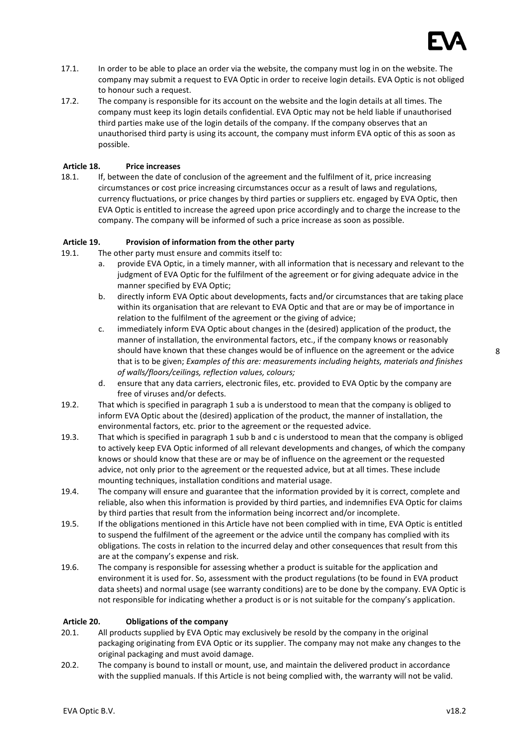17.1. In order to be able to place an order via the website, the company must log in on the website. The company may submit a request to EVA Optic in order to receive login details. EVA Optic is not obliged to honour such a request.

17.2. The company is responsible for its account on the website and the login details at all times. The company must keep its login details confidential. EVA Optic may not be held liable if unauthorised third parties make use of the login details of the company. If the company observes that an unauthorised third party is using its account, the company must inform EVA optic of this as soon as possible.

### Article 18. Price increases

18.1. If, between the date of conclusion of the agreement and the fulfilment of it, price increasing circumstances or cost price increasing circumstances occur as a result of laws and regulations, currency fluctuations, or price changes by third parties or suppliers etc. engaged by EVA Optic, then EVA Optic is entitled to increase the agreed upon price accordingly and to charge the increase to the company. The company will be informed of such a price increase as soon as possible.

### Article 19. Provision of information from the other party

19.1. The other party must ensure and commits itself to:

a. provide EVA Optic, in a timely manner, with all information that is necessary and relevant to the judgment of EVA Optic for the fulfilment of the agreement or for giving adequate advice in the manner specified by EVA Optic;

b. directly inform EVA Optic about developments, facts and/or circumstances that are taking place within its organisation that are relevant to EVA Optic and that are or may be of importance in relation to the fulfilment of the agreement or the giving of advice;

c. immediately inform EVA Optic about changes in the (desired) application of the product, the manner of installation, the environmental factors, etc., if the company knows or reasonably should have known that these changes would be of influence on the agreement or the advice that is to be given; *Examples of this are: measurements including heights, materials and finishes of walls/floors/ceilings, reflection values, colours;*

d. ensure that any data carriers, electronic files, etc. provided to EVA Optic by the company are free of viruses and/or defects.

19.2. That which is specified in paragraph 1 sub a is understood to mean that the company is obliged to inform EVA Optic about the (desired) application of the product, the manner of installation, the environmental factors, etc. prior to the agreement or the requested advice.

19.3. That which is specified in paragraph 1 sub b and c is understood to mean that the company is obliged to actively keep EVA Optic informed of all relevant developments and changes, of which the company knows or should know that these are or may be of influence on the agreement or the requested advice, not only prior to the agreement or the requested advice, but at all times. These include mounting techniques, installation conditions and material usage.

19.4. The company will ensure and guarantee that the information provided by it is correct, complete and reliable, also when this information is provided by third parties, and indemnifies EVA Optic for claims by third parties that result from the information being incorrect and/or incomplete.

19.5. If the obligations mentioned in this Article have not been complied with in time, EVA Optic is entitled to suspend the fulfilment of the agreement or the advice until the company has complied with its obligations. The costs in relation to the incurred delay and other consequences that result from this are at the company's expense and risk.

19.6. The company is responsible for assessing whether a product is suitable for the application and environment it is used for. So, assessment with the product regulations (to be found in EVA product data sheets) and normal usage (see warranty conditions) are to be done by the company. EVA Optic is not responsible for indicating whether a product is or is not suitable for the company's application.

### Article 20. Obligations of the company

20.1. All products supplied by EVA Optic may exclusively be resold by the company in the original packaging originating from EVA Optic or its supplier. The company may not make any changes to the original packaging and must avoid damage.

20.2. The company is bound to install or mount, use, and maintain the delivered product in accordance with the supplied manuals. If this Article is not being complied with, the warranty will not be valid.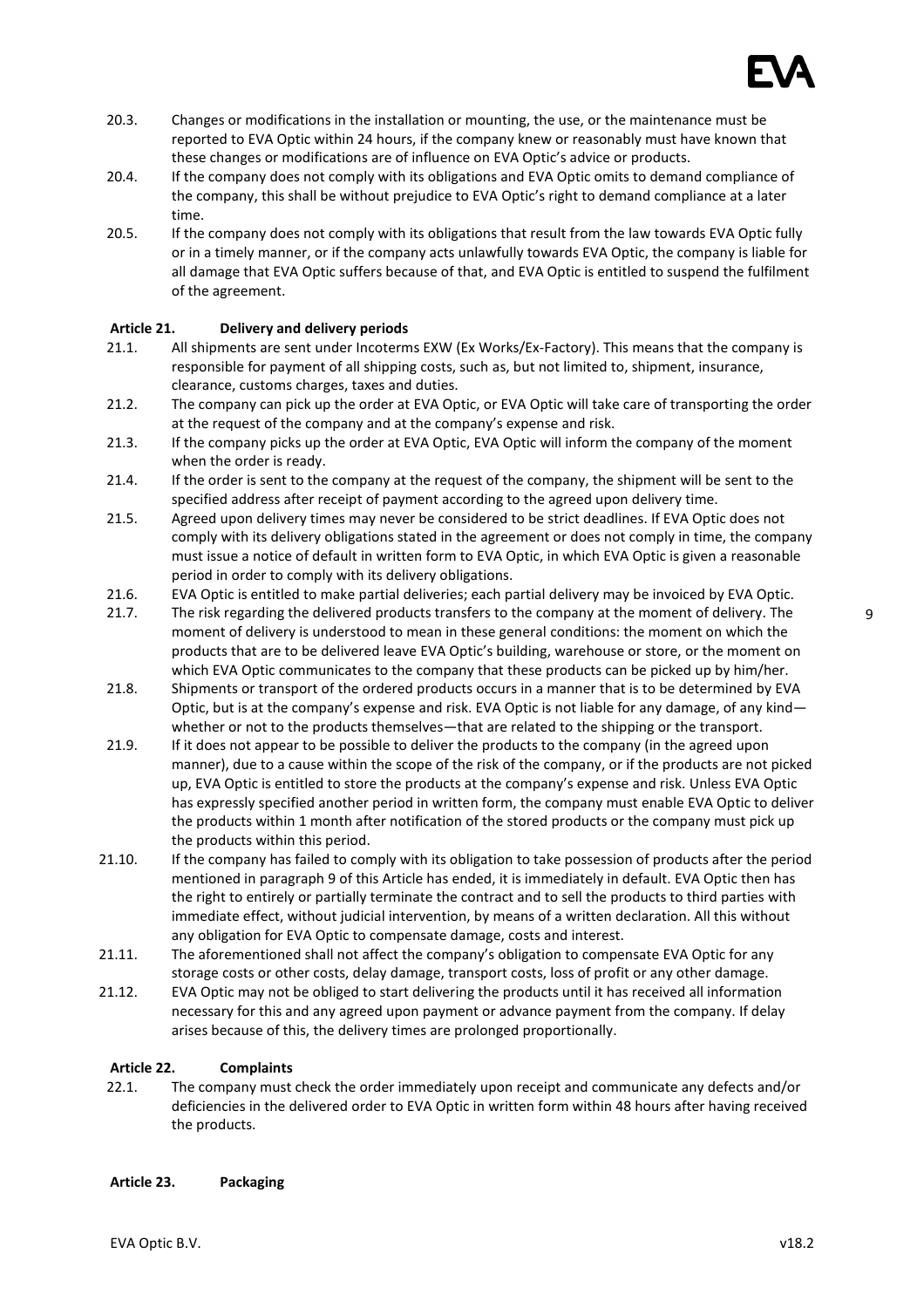20.3. Changes or modifications in the installation or mounting, the use, or the maintenance must be reported to EVA Optic within 24 hours, if the company knew or reasonably must have known that these changes or modifications are of influence on EVA Optic's advice or products.

20.4. If the company does not comply with its obligations and EVA Optic omits to demand compliance of the company, this shall be without prejudice to EVA Optic's right to demand compliance at a later time.

20.5. If the company does not comply with its obligations that result from the law towards EVA Optic fully or in a timely manner, or if the company acts unlawfully towards EVA Optic, the company is liable for all damage that EVA Optic suffers because of that, and EVA Optic is entitled to suspend the fulfilment of the agreement.

**Article 21. Delivery and delivery periods**

21.1. All shipments are sent under Incoterms EXW (Ex Works/Ex-Factory). This means that the company is responsible for payment of all shipping costs, such as, but not limited to, shipment, insurance, clearance, customs charges, taxes and duties.

21.2. The company can pick up the order at EVA Optic, or EVA Optic will take care of transporting the order at the request of the company and at the company's expense and risk.

21.3. If the company picks up the order at EVA Optic, EVA Optic will inform the company of the moment when the order is ready.

21.4. If the order is sent to the company at the request of the company, the shipment will be sent to the specified address after receipt of payment according to the agreed upon delivery time.

21.5. Agreed upon delivery times may never be considered to be strict deadlines. If EVA Optic does not comply with its delivery obligations stated in the agreement or does not comply in time, the company must issue a notice of default in written form to EVA Optic, in which EVA Optic is given a reasonable period in order to comply with its delivery obligations.

21.6. EVA Optic is entitled to make partial deliveries; each partial delivery may be invoiced by EVA Optic.

21.7. The risk regarding the delivered products transfers to the company at the moment of delivery. The moment of delivery is understood to mean in these general conditions: the moment on which the products that are to be delivered leave EVA Optic's building, warehouse or store, or the moment on which EVA Optic communicates to the company that these products can be picked up by him/her.

21.8. Shipments or transport of the ordered products occurs in a manner that is to be determined by EVA Optic, but is at the company's expense and risk. EVA Optic is not liable for any damage, of any kind—whether or not to the products themselves—that are related to the shipping or the transport.

21.9. If it does not appear to be possible to deliver the products to the company (in the agreed upon manner), due to a cause within the scope of the risk of the company, or if the products are not picked up, EVA Optic is entitled to store the products at the company's expense and risk. Unless EVA Optic has expressly specified another period in written form, the company must enable EVA Optic to deliver the products within 1 month after notification of the stored products or the company must pick up the products within this period.

21.10. If the company has failed to comply with its obligation to take possession of products after the period mentioned in paragraph 9 of this Article has ended, it is immediately in default. EVA Optic then has the right to entirely or partially terminate the contract and to sell the products to third parties with immediate effect, without judicial intervention, by means of a written declaration. All this without any obligation for EVA Optic to compensate damage, costs and interest.

21.11. The aforementioned shall not affect the company's obligation to compensate EVA Optic for any storage costs or other costs, delay damage, transport costs, loss of profit or any other damage.

21.12. EVA Optic may not be obliged to start delivering the products until it has received all information necessary for this and any agreed upon payment or advance payment from the company. If delay arises because of this, the delivery times are prolonged proportionally.

**Article 22. Complaints**

22.1. The company must check the order immediately upon receipt and communicate any defects and/or deficiencies in the delivered order to EVA Optic in written form within 48 hours after having received the products.

**Article 23. Packaging**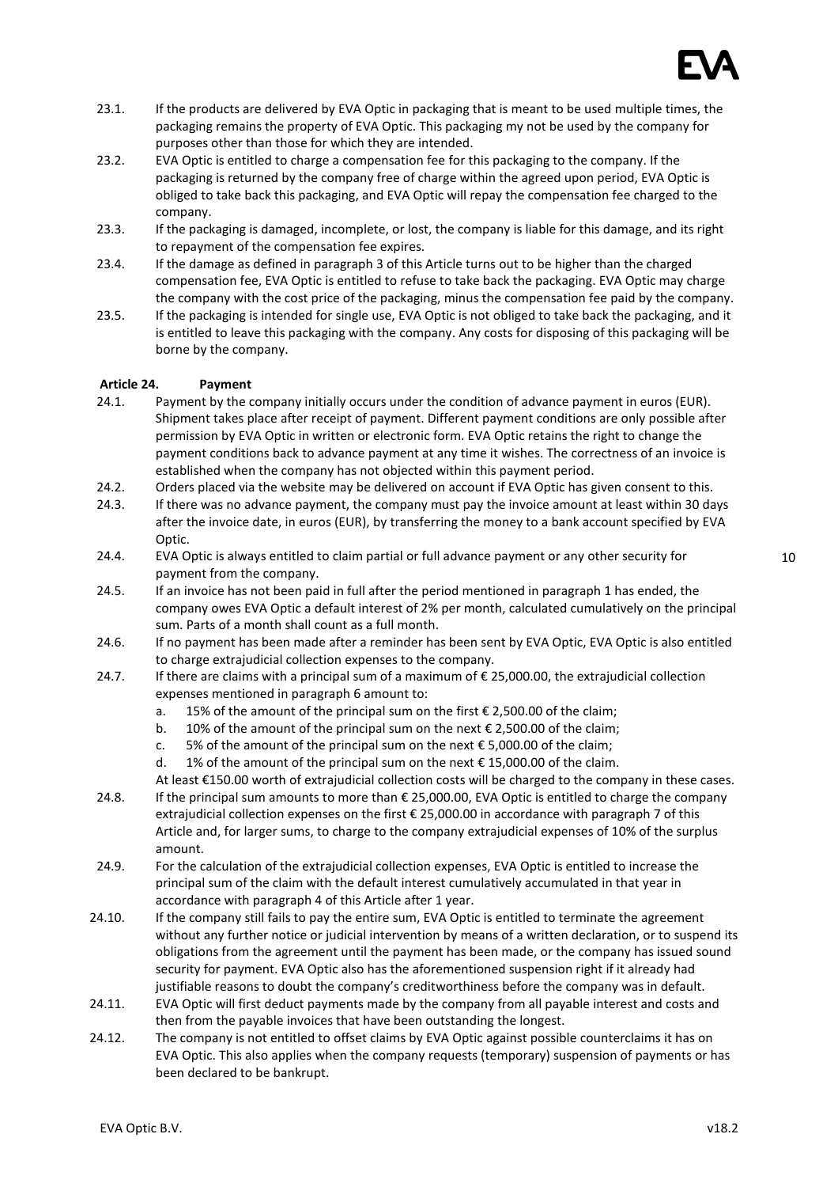23.1. If the products are delivered by EVA Optic in packaging that is meant to be used multiple times, the packaging remains the property of EVA Optic. This packaging my not be used by the company for purposes other than those for which they are intended.

23.2. EVA Optic is entitled to charge a compensation fee for this packaging to the company. If the packaging is returned by the company free of charge within the agreed upon period, EVA Optic is obliged to take back this packaging, and EVA Optic will repay the compensation fee charged to the company.

23.3. If the packaging is damaged, incomplete, or lost, the company is liable for this damage, and its right to repayment of the compensation fee expires.

23.4. If the damage as defined in paragraph 3 of this Article turns out to be higher than the charged compensation fee, EVA Optic is entitled to refuse to take back the packaging. EVA Optic may charge the company with the cost price of the packaging, minus the compensation fee paid by the company.

23.5. If the packaging is intended for single use, EVA Optic is not obliged to take back the packaging, and it is entitled to leave this packaging with the company. Any costs for disposing of this packaging will be borne by the company.

### Article 24. Payment

24.1. Payment by the company initially occurs under the condition of advance payment in euros (EUR). Shipment takes place after receipt of payment. Different payment conditions are only possible after permission by EVA Optic in written or electronic form. EVA Optic retains the right to change the payment conditions back to advance payment at any time it wishes. The correctness of an invoice is established when the company has not objected within this payment period.

24.2. Orders placed via the website may be delivered on account if EVA Optic has given consent to this.

24.3. If there was no advance payment, the company must pay the invoice amount at least within 30 days after the invoice date, in euros (EUR), by transferring the money to a bank account specified by EVA Optic.

24.4. EVA Optic is always entitled to claim partial or full advance payment or any other security for payment from the company.

24.5. If an invoice has not been paid in full after the period mentioned in paragraph 1 has ended, the company owes EVA Optic a default interest of 2% per month, calculated cumulatively on the principal sum. Parts of a month shall count as a full month.

24.6. If no payment has been made after a reminder has been sent by EVA Optic, EVA Optic is also entitled to charge extrajudicial collection expenses to the company.

24.7. If there are claims with a principal sum of a maximum of € 25,000.00, the extrajudicial collection expenses mentioned in paragraph 6 amount to:

a. 15% of the amount of the principal sum on the first € 2,500.00 of the claim;
b. 10% of the amount of the principal sum on the next € 2,500.00 of the claim;
c. 5% of the amount of the principal sum on the next € 5,000.00 of the claim;
d. 1% of the amount of the principal sum on the next € 15,000.00 of the claim.

At least €150.00 worth of extrajudicial collection costs will be charged to the company in these cases.

24.8. If the principal sum amounts to more than € 25,000.00, EVA Optic is entitled to charge the company extrajudicial collection expenses on the first € 25,000.00 in accordance with paragraph 7 of this Article and, for larger sums, to charge to the company extrajudicial expenses of 10% of the surplus amount.

24.9. For the calculation of the extrajudicial collection expenses, EVA Optic is entitled to increase the principal sum of the claim with the default interest cumulatively accumulated in that year in accordance with paragraph 4 of this Article after 1 year.

24.10. If the company still fails to pay the entire sum, EVA Optic is entitled to terminate the agreement without any further notice or judicial intervention by means of a written declaration, or to suspend its obligations from the agreement until the payment has been made, or the company has issued sound security for payment. EVA Optic also has the aforementioned suspension right if it already had justifiable reasons to doubt the company's creditworthiness before the company was in default.

24.11. EVA Optic will first deduct payments made by the company from all payable interest and costs and then from the payable invoices that have been outstanding the longest.

24.12. The company is not entitled to offset claims by EVA Optic against possible counterclaims it has on EVA Optic. This also applies when the company requests (temporary) suspension of payments or has been declared to be bankrupt.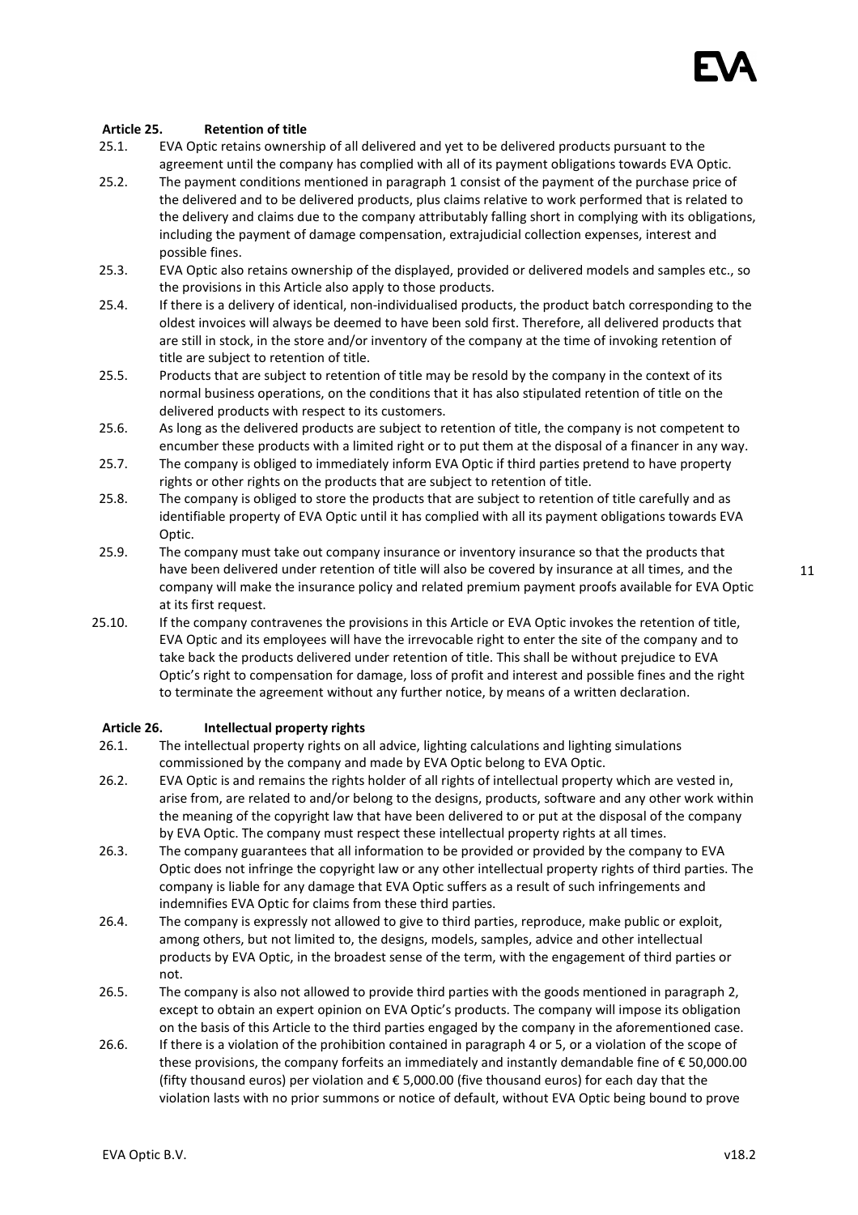### Article 25. Retention of title

25.1. EVA Optic retains ownership of all delivered and yet to be delivered products pursuant to the agreement until the company has complied with all of its payment obligations towards EVA Optic.

25.2. The payment conditions mentioned in paragraph 1 consist of the payment of the purchase price of the delivered and to be delivered products, plus claims relative to work performed that is related to the delivery and claims due to the company attributably falling short in complying with its obligations, including the payment of damage compensation, extrajudicial collection expenses, interest and possible fines.

25.3. EVA Optic also retains ownership of the displayed, provided or delivered models and samples etc., so the provisions in this Article also apply to those products.

25.4. If there is a delivery of identical, non-individualised products, the product batch corresponding to the oldest invoices will always be deemed to have been sold first. Therefore, all delivered products that are still in stock, in the store and/or inventory of the company at the time of invoking retention of title are subject to retention of title.

25.5. Products that are subject to retention of title may be resold by the company in the context of its normal business operations, on the conditions that it has also stipulated retention of title on the delivered products with respect to its customers.

25.6. As long as the delivered products are subject to retention of title, the company is not competent to encumber these products with a limited right or to put them at the disposal of a financer in any way.

25.7. The company is obliged to immediately inform EVA Optic if third parties pretend to have property rights or other rights on the products that are subject to retention of title.

25.8. The company is obliged to store the products that are subject to retention of title carefully and as identifiable property of EVA Optic until it has complied with all its payment obligations towards EVA Optic.

25.9. The company must take out company insurance or inventory insurance so that the products that have been delivered under retention of title will also be covered by insurance at all times, and the company will make the insurance policy and related premium payment proofs available for EVA Optic at its first request.

25.10. If the company contravenes the provisions in this Article or EVA Optic invokes the retention of title, EVA Optic and its employees will have the irrevocable right to enter the site of the company and to take back the products delivered under retention of title. This shall be without prejudice to EVA Optic's right to compensation for damage, loss of profit and interest and possible fines and the right to terminate the agreement without any further notice, by means of a written declaration.

### Article 26. Intellectual property rights

26.1. The intellectual property rights on all advice, lighting calculations and lighting simulations commissioned by the company and made by EVA Optic belong to EVA Optic.

26.2. EVA Optic is and remains the rights holder of all rights of intellectual property which are vested in, arise from, are related to and/or belong to the designs, products, software and any other work within the meaning of the copyright law that have been delivered to or put at the disposal of the company by EVA Optic. The company must respect these intellectual property rights at all times.

26.3. The company guarantees that all information to be provided or provided by the company to EVA Optic does not infringe the copyright law or any other intellectual property rights of third parties. The company is liable for any damage that EVA Optic suffers as a result of such infringements and indemnifies EVA Optic for claims from these third parties.

26.4. The company is expressly not allowed to give to third parties, reproduce, make public or exploit, among others, but not limited to, the designs, models, samples, advice and other intellectual products by EVA Optic, in the broadest sense of the term, with the engagement of third parties or not.

26.5. The company is also not allowed to provide third parties with the goods mentioned in paragraph 2, except to obtain an expert opinion on EVA Optic's products. The company will impose its obligation on the basis of this Article to the third parties engaged by the company in the aforementioned case.

26.6. If there is a violation of the prohibition contained in paragraph 4 or 5, or a violation of the scope of these provisions, the company forfeits an immediately and instantly demandable fine of € 50,000.00 (fifty thousand euros) per violation and € 5,000.00 (five thousand euros) for each day that the violation lasts with no prior summons or notice of default, without EVA Optic being bound to prove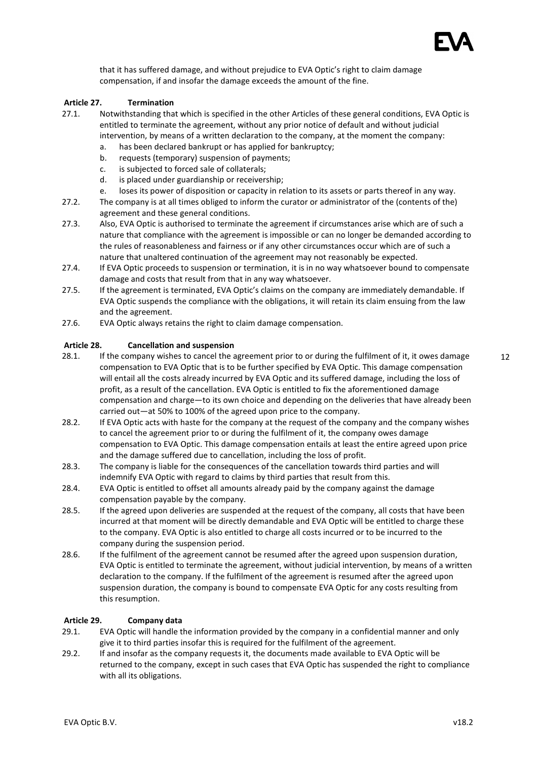that it has suffered damage, and without prejudice to EVA Optic's right to claim damage compensation, if and insofar the damage exceeds the amount of the fine.

### Article 27. Termination

27.1. Notwithstanding that which is specified in the other Articles of these general conditions, EVA Optic is entitled to terminate the agreement, without any prior notice of default and without judicial intervention, by means of a written declaration to the company, at the moment the company:

   a. has been declared bankrupt or has applied for bankruptcy;
   b. requests (temporary) suspension of payments;
   c. is subjected to forced sale of collaterals;
   d. is placed under guardianship or receivership;
   e. loses its power of disposition or capacity in relation to its assets or parts thereof in any way.

27.2. The company is at all times obliged to inform the curator or administrator of the (contents of the) agreement and these general conditions.

27.3. Also, EVA Optic is authorised to terminate the agreement if circumstances arise which are of such a nature that compliance with the agreement is impossible or can no longer be demanded according to the rules of reasonableness and fairness or if any other circumstances occur which are of such a nature that unaltered continuation of the agreement may not reasonably be expected.

27.4. If EVA Optic proceeds to suspension or termination, it is in no way whatsoever bound to compensate damage and costs that result from that in any way whatsoever.

27.5. If the agreement is terminated, EVA Optic's claims on the company are immediately demandable. If EVA Optic suspends the compliance with the obligations, it will retain its claim ensuing from the law and the agreement.

27.6. EVA Optic always retains the right to claim damage compensation.

### Article 28. Cancellation and suspension

28.1. If the company wishes to cancel the agreement prior to or during the fulfilment of it, it owes damage compensation to EVA Optic that is to be further specified by EVA Optic. This damage compensation will entail all the costs already incurred by EVA Optic and its suffered damage, including the loss of profit, as a result of the cancellation. EVA Optic is entitled to fix the aforementioned damage compensation and charge—to its own choice and depending on the deliveries that have already been carried out—at 50% to 100% of the agreed upon price to the company.

28.2. If EVA Optic acts with haste for the company at the request of the company and the company wishes to cancel the agreement prior to or during the fulfilment of it, the company owes damage compensation to EVA Optic. This damage compensation entails at least the entire agreed upon price and the damage suffered due to cancellation, including the loss of profit.

28.3. The company is liable for the consequences of the cancellation towards third parties and will indemnify EVA Optic with regard to claims by third parties that result from this.

28.4. EVA Optic is entitled to offset all amounts already paid by the company against the damage compensation payable by the company.

28.5. If the agreed upon deliveries are suspended at the request of the company, all costs that have been incurred at that moment will be directly demandable and EVA Optic will be entitled to charge these to the company. EVA Optic is also entitled to charge all costs incurred or to be incurred to the company during the suspension period.

28.6. If the fulfilment of the agreement cannot be resumed after the agreed upon suspension duration, EVA Optic is entitled to terminate the agreement, without judicial intervention, by means of a written declaration to the company. If the fulfilment of the agreement is resumed after the agreed upon suspension duration, the company is bound to compensate EVA Optic for any costs resulting from this resumption.

### Article 29. Company data

29.1. EVA Optic will handle the information provided by the company in a confidential manner and only give it to third parties insofar this is required for the fulfilment of the agreement.

29.2. If and insofar as the company requests it, the documents made available to EVA Optic will be returned to the company, except in such cases that EVA Optic has suspended the right to compliance with all its obligations.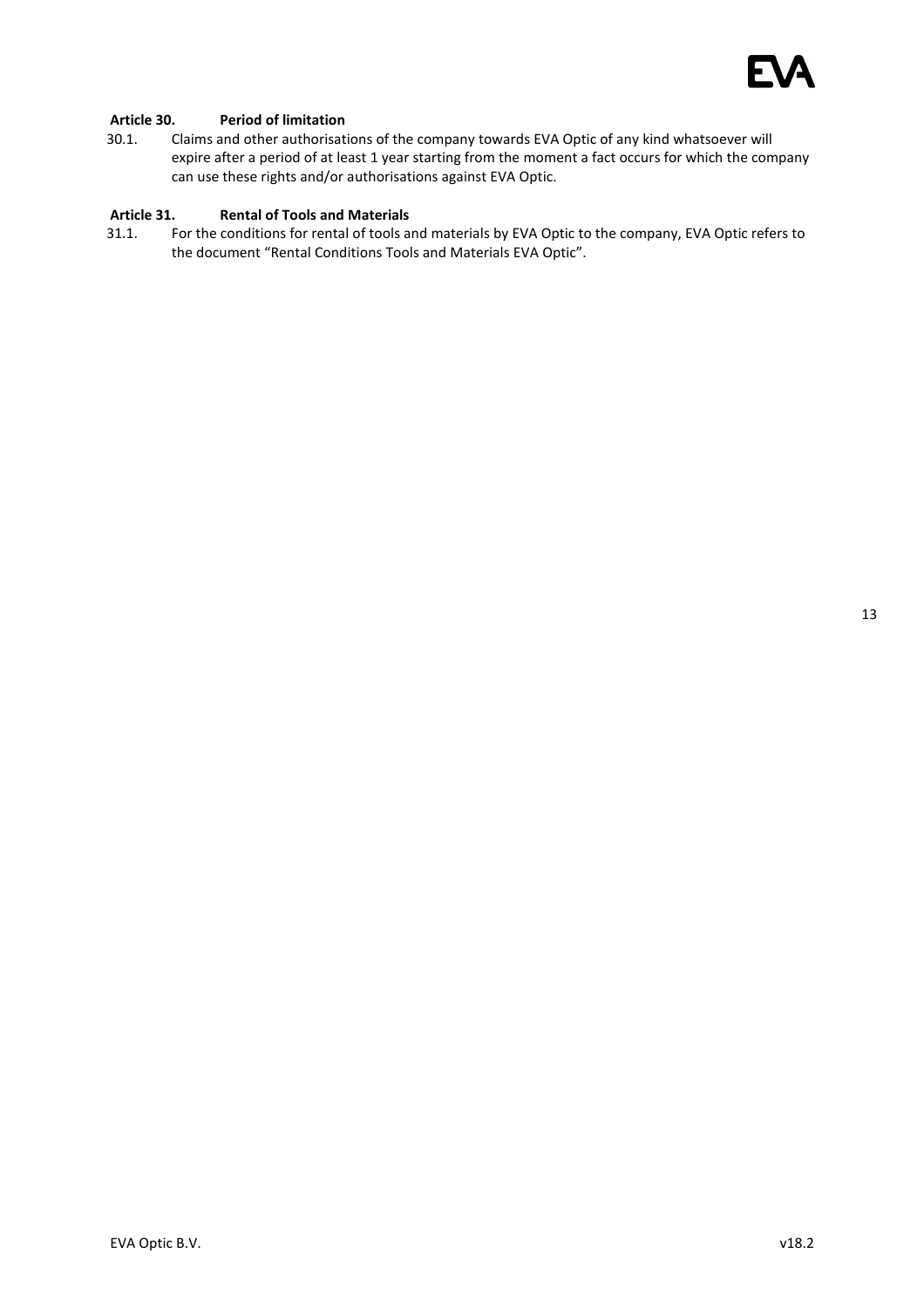### Article 30. Period of limitation

30.1. Claims and other authorisations of the company towards EVA Optic of any kind whatsoever will expire after a period of at least 1 year starting from the moment a fact occurs for which the company can use these rights and/or authorisations against EVA Optic.

### Article 31. Rental of Tools and Materials

31.1. For the conditions for rental of tools and materials by EVA Optic to the company, EVA Optic refers to the document "Rental Conditions Tools and Materials EVA Optic".